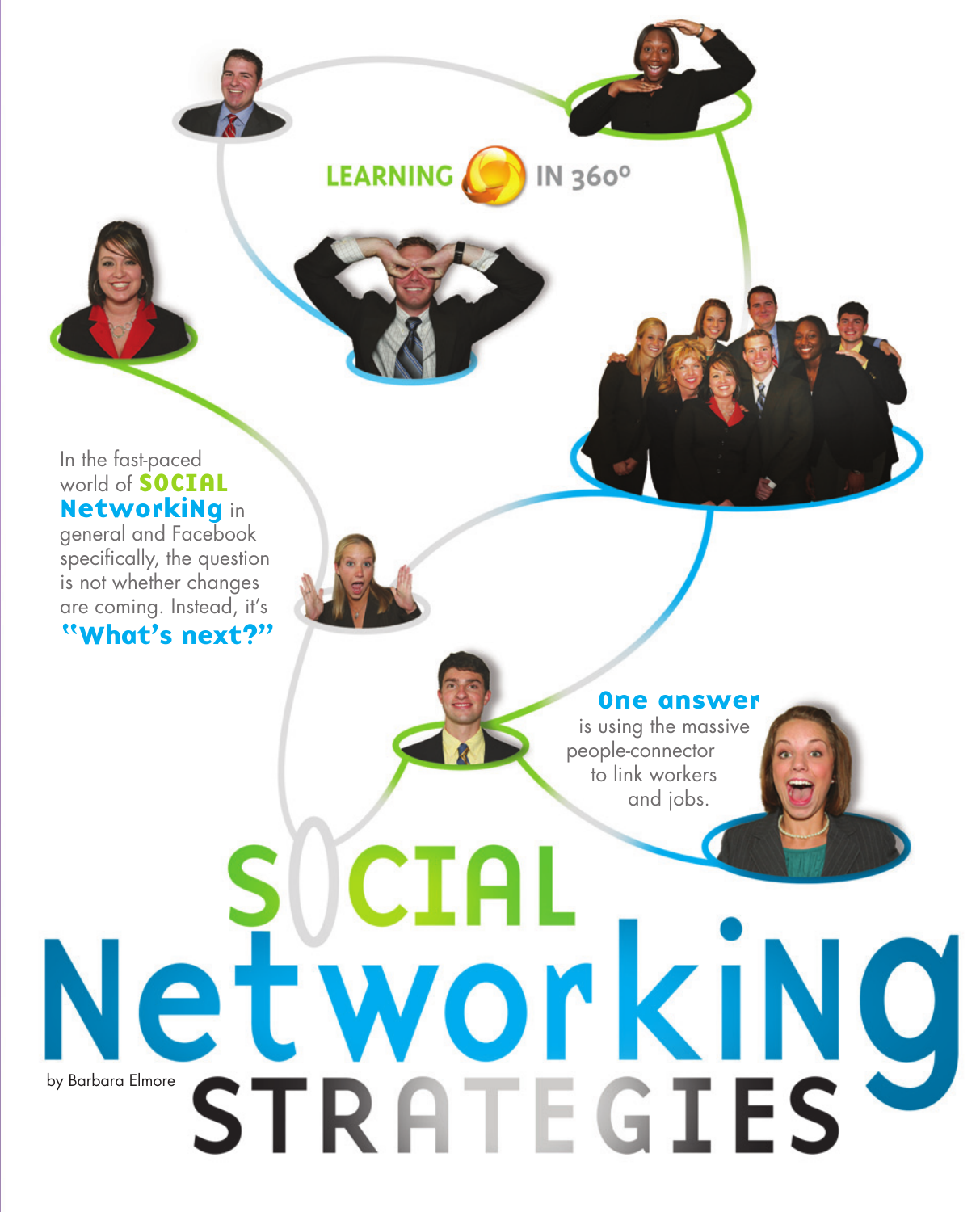LEARNING IN 360°

# SOCIAL Networking STRATEGIES

by Barbara Elmore

In the fast-paced world of **SOCIAL Networking** in general and Facebook specifically, the question is not whether changes are coming. Instead, it's **"What's next?"**

**One answer** is using the massive people-connector to link workers and jobs.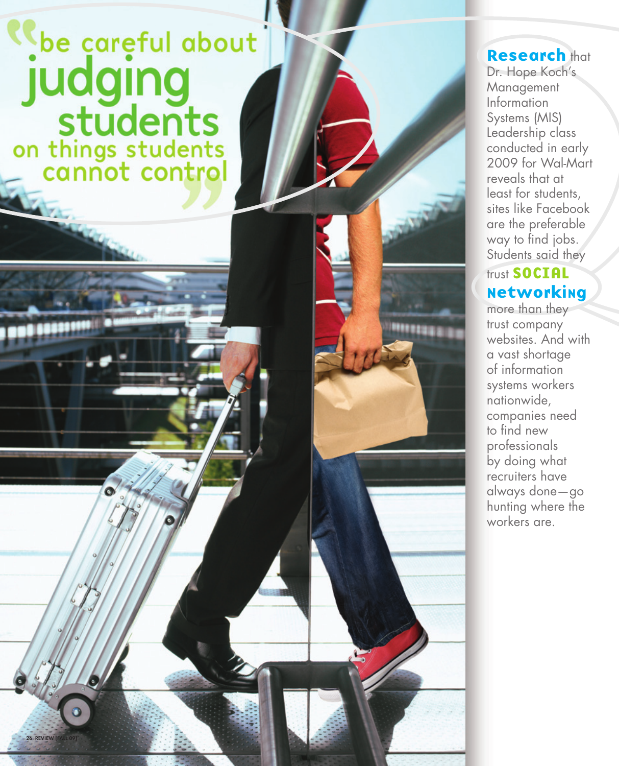> "be careful about **judging students** on things students cannot control"

**Research** that Dr. Hope Koch's Management Information Systems (MIS) Leadership class conducted in early 2009 for Wal-Mart reveals that at least for students, sites like Facebook are the preferable way to find jobs. Students said they trust **SOCIAL Networking** more than they trust company websites. And with a vast shortage of information systems workers nationwide, companies need to find new professionals by doing what recruiters have always done—go hunting where the workers are.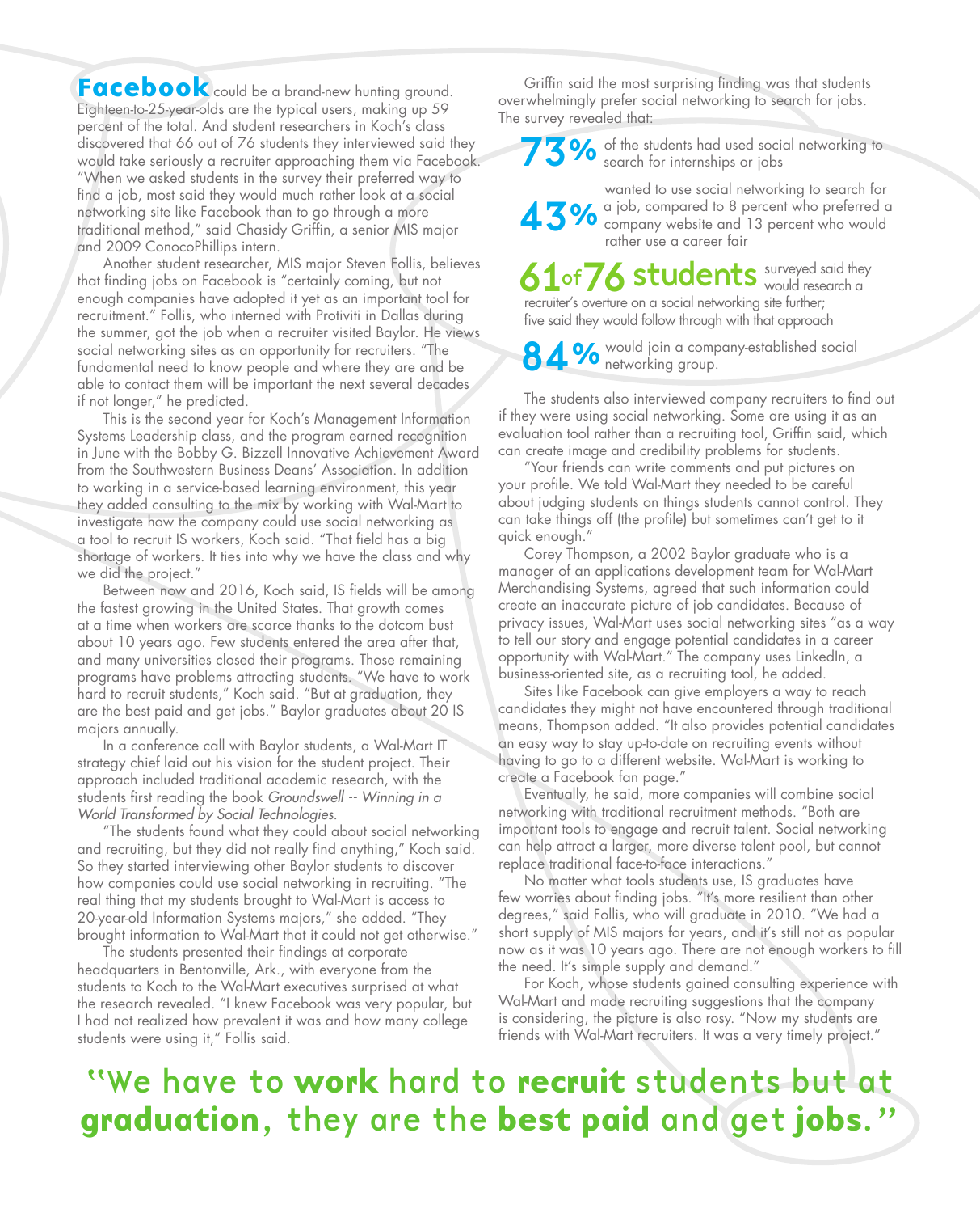**Facebook** could be a brand-new hunting ground. Eighteen-to-25-year-olds are the typical users, making up 59 percent of the total. And student researchers in Koch's class discovered that 66 out of 76 students they interviewed said they would take seriously a recruiter approaching them via Facebook. "When we asked students in the survey their preferred way to find a job, most said they would much rather look at a social networking site like Facebook than to go through a more traditional method," said Chasidy Griffin, a senior MIS major and 2009 ConocoPhillips intern.

Another student researcher, MIS major Steven Follis, believes that finding jobs on Facebook is "certainly coming, but not enough companies have adopted it yet as an important tool for recruitment." Follis, who interned with Protiviti in Dallas during the summer, got the job when a recruiter visited Baylor. He views social networking sites as an opportunity for recruiters. "The fundamental need to know people and where they are and be able to contact them will be important the next several decades if not longer," he predicted.

This is the second year for Koch's Management Information Systems Leadership class, and the program earned recognition in June with the Bobby G. Bizzell Innovative Achievement Award from the Southwestern Business Deans' Association. In addition to working in a service-based learning environment, this year they added consulting to the mix by working with Wal-Mart to investigate how the company could use social networking as a tool to recruit IS workers, Koch said. "That field has a big shortage of workers. It ties into why we have the class and why we did the project."

Between now and 2016, Koch said, IS fields will be among the fastest growing in the United States. That growth comes at a time when workers are scarce thanks to the dotcom bust about 10 years ago. Few students entered the area after that, and many universities closed their programs. Those remaining programs have problems attracting students. "We have to work hard to recruit students," Koch said. "But at graduation, they are the best paid and get jobs." Baylor graduates about 20 IS majors annually.

In a conference call with Baylor students, a Wal-Mart IT strategy chief laid out his vision for the student project. Their approach included traditional academic research, with the students first reading the book *Groundswell -- Winning in a World Transformed by Social Technologies*.

"The students found what they could about social networking and recruiting, but they did not really find anything," Koch said. So they started interviewing other Baylor students to discover how companies could use social networking in recruiting. "The real thing that my students brought to Wal-Mart is access to 20-year-old Information Systems majors," she added. "They brought information to Wal-Mart that it could not get otherwise."

The students presented their findings at corporate headquarters in Bentonville, Ark., with everyone from the students to Koch to the Wal-Mart executives surprised at what the research revealed. "I knew Facebook was very popular, but I had not realized how prevalent it was and how many college students were using it," Follis said.

Griffin said the most surprising finding was that students overwhelmingly prefer social networking to search for jobs. The survey revealed that:

- **73%** of the students had used social networking to search for internships or jobs
- **43%** wanted to use social networking to search for a job, compared to 8 percent who preferred a company website and 13 percent who would rather use a career fair
- **61 of 76 students** surveyed said they would research a recruiter's overture on a social networking site further; five said they would follow through with that approach
- **84%** would join a company-established social networking group.

The students also interviewed company recruiters to find out if they were using social networking. Some are using it as an evaluation tool rather than a recruiting tool, Griffin said, which can create image and credibility problems for students.

"Your friends can write comments and put pictures on your profile. We told Wal-Mart they needed to be careful about judging students on things students cannot control. They can take things off (the profile) but sometimes can't get to it quick enough."

Corey Thompson, a 2002 Baylor graduate who is a manager of an applications development team for Wal-Mart Merchandising Systems, agreed that such information could create an inaccurate picture of job candidates. Because of privacy issues, Wal-Mart uses social networking sites "as a way to tell our story and engage potential candidates in a career opportunity with Wal-Mart." The company uses LinkedIn, a business-oriented site, as a recruiting tool, he added.

Sites like Facebook can give employers a way to reach candidates they might not have encountered through traditional means, Thompson added. "It also provides potential candidates an easy way to stay up-to-date on recruiting events without having to go to a different website. Wal-Mart is working to create a Facebook fan page."

Eventually, he said, more companies will combine social networking with traditional recruitment methods. "Both are important tools to engage and recruit talent. Social networking can help attract a larger, more diverse talent pool, but cannot replace traditional face-to-face interactions."

No matter what tools students use, IS graduates have few worries about finding jobs. "It's more resilient than other degrees," said Follis, who will graduate in 2010. "We had a short supply of MIS majors for years, and it's still not as popular now as it was 10 years ago. There are not enough workers to fill the need. It's simple supply and demand."

For Koch, whose students gained consulting experience with Wal-Mart and made recruiting suggestions that the company is considering, the picture is also rosy. "Now my students are friends with Wal-Mart recruiters. It was a very timely project."

"We have to **work** hard to **recruit** students but at **graduation**, they are the **best paid** and get **jobs**."